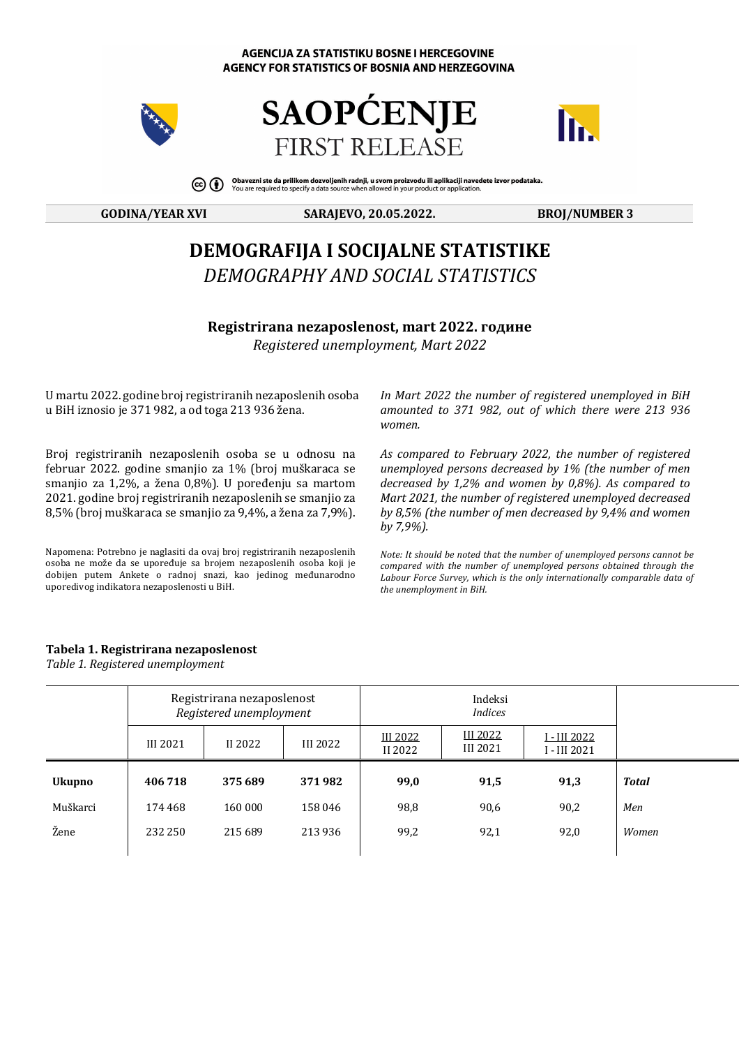AGENCIJA ZA STATISTIKU BOSNE I HERCEGOVINE
AGENCY FOR STATISTICS OF BOSNIA AND HERZEGOVINA

# SAOPĆENJE
# FIRST RELEASE

Obavezni ste da prilikom dozvoljenih radnji, u svom proizvodu ili aplikaciji navedete izvor podataka.
You are required to specify a data source when allowed in your product or application.

**GODINA/YEAR XVI** | **SARAJEVO, 20.05.2022.** | **BROJ/NUMBER 3**

## DEMOGRAFIJA I SOCIJALNE STATISTIKE
## *DEMOGRAPHY AND SOCIAL STATISTICS*

### Registrirana nezaposlenost, mart 2022. године
*Registered unemployment, Mart 2022*

U martu 2022. godine broj registriranih nezaposlenih osoba u BiH iznosio je 371 982, a od toga 213 936 žena.

Broj registriranih nezaposlenih osoba se u odnosu na februar 2022. godine smanjio za 1% (broj muškaraca se smanjio za 1,2%, a žena 0,8%). U poređenju sa martom 2021. godine broj registriranih nezaposlenih se smanjio za 8,5% (broj muškaraca se smanjio za 9,4%, a žena za 7,9%).

Napomena: Potrebno je naglasiti da ovaj broj registriranih nezaposlenih osoba ne može da se upoređuje sa brojem nezaposlenih osoba koji je dobijen putem Ankete o radnoj snazi, kao jedinog međunarodno uporedivog indikatora nezaposlenosti u BiH.

*In Mart 2022 the number of registered unemployed in BiH amounted to 371 982, out of which there were 213 936 women.*

*As compared to February 2022, the number of registered unemployed persons decreased by 1% (the number of men decreased by 1,2% and women by 0,8%). As compared to Mart 2021, the number of registered unemployed decreased by 8,5% (the number of men decreased by 9,4% and women by 7,9%).*

*Note: It should be noted that the number of unemployed persons cannot be compared with the number of unemployed persons obtained through the Labour Force Survey, which is the only internationally comparable data of the unemployment in BiH.*

**Tabela 1. Registrirana nezaposlenost**
*Table 1. Registered unemployment*

| | Registrirana nezaposlenost *Registered unemployment* | | | Indeksi *Indices* | | | |
|---|---|---|---|---|---|---|---|
| | III 2021 | II 2022 | III 2022 | III 2022 / II 2022 | III 2022 / III 2021 | I - III 2022 / I - III 2021 | |
| **Ukupno** | **406 718** | **375 689** | **371 982** | **99,0** | **91,5** | **91,3** | ***Total*** |
| Muškarci | 174 468 | 160 000 | 158 046 | 98,8 | 90,6 | 90,2 | *Men* |
| Žene | 232 250 | 215 689 | 213 936 | 99,2 | 92,1 | 92,0 | *Women* |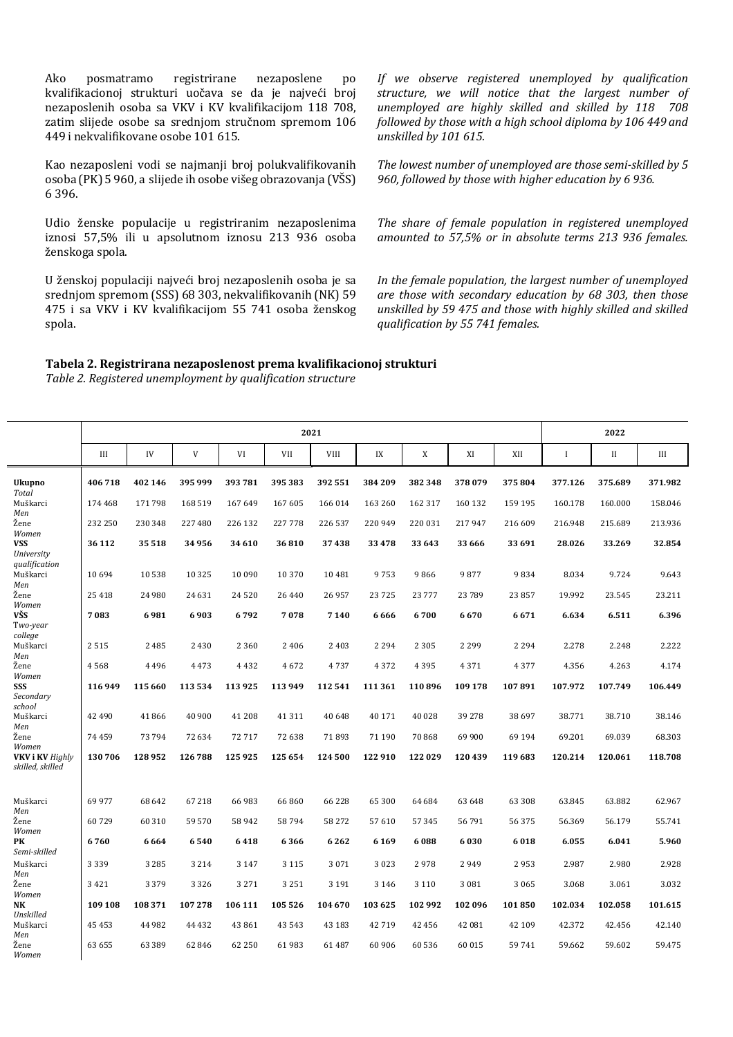Ako posmatramo registrirane nezaposlene po kvalifikacionoj strukturi uočava se da je najveći broj nezaposlenih osoba sa VKV i KV kvalifikacijom 118 708, zatim slijede osobe sa srednjom stručnom spremom 106 449 i nekvalifikovane osobe 101 615.

*If we observe registered unemployed by qualification structure, we will notice that the largest number of unemployed are highly skilled and skilled by 118 708 followed by those with a high school diploma by 106 449 and unskilled by 101 615.*

Kao nezaposleni vodi se najmanji broj polukvalifikovanih osoba (PK) 5 960, a slijede ih osobe višeg obrazovanja (VŠS) 6 396.

*The lowest number of unemployed are those semi-skilled by 5 960, followed by those with higher education by 6 936.*

Udio ženske populacije u registriranim nezaposlenima iznosi 57,5% ili u apsolutnom iznosu 213 936 osoba ženskoga spola.

*The share of female population in registered unemployed amounted to 57,5% or in absolute terms 213 936 females.*

U ženskoj populaciji najveći broj nezaposlenih osoba je sa srednjom spremom (SSS) 68 303, nekvalifikovanih (NK) 59 475 i sa VKV i KV kvalifikacijom 55 741 osoba ženskog spola.

*In the female population, the largest number of unemployed are those with secondary education by 68 303, then those unskilled by 59 475 and those with highly skilled and skilled qualification by 55 741 females.*

**Tabela 2. Registrirana nezaposlenost prema kvalifikacionoj strukturi**
*Table 2. Registered unemployment by qualification structure*

| | 2021 | | | | | | | | | | 2022 | | |
|---|---|---|---|---|---|---|---|---|---|---|---|---|---|
| | III | IV | V | VI | VII | VIII | IX | X | XI | XII | I | II | III |
| **Ukupno** *Total* | **406 718** | **402 146** | **395 999** | **393 781** | **395 383** | **392 551** | **384 209** | **382 348** | **378 079** | **375 804** | **377.126** | **375.689** | **371.982** |
| Muškarci *Men* | 174 468 | 171 798 | 168 519 | 167 649 | 167 605 | 166 014 | 163 260 | 162 317 | 160 132 | 159 195 | 160.178 | 160.000 | 158.046 |
| Žene *Women* | 232 250 | 230 348 | 227 480 | 226 132 | 227 778 | 226 537 | 220 949 | 220 031 | 217 947 | 216 609 | 216.948 | 215.689 | 213.936 |
| **VSS** *University qualification* | **36 112** | **35 518** | **34 956** | **34 610** | **36 810** | **37 438** | **33 478** | **33 643** | **33 666** | **33 691** | **28.026** | **33.269** | **32.854** |
| Muškarci *Men* | 10 694 | 10 538 | 10 325 | 10 090 | 10 370 | 10 481 | 9 753 | 9 866 | 9 877 | 9 834 | 8.034 | 9.724 | 9.643 |
| Žene *Women* | 25 418 | 24 980 | 24 631 | 24 520 | 26 440 | 26 957 | 23 725 | 23 777 | 23 789 | 23 857 | 19.992 | 23.545 | 23.211 |
| **VŠS** *Two-year college* | **7 083** | **6 981** | **6 903** | **6 792** | **7 078** | **7 140** | **6 666** | **6 700** | **6 670** | **6 671** | **6.634** | **6.511** | **6.396** |
| Muškarci *Men* | 2 515 | 2 485 | 2 430 | 2 360 | 2 406 | 2 403 | 2 294 | 2 305 | 2 299 | 2 294 | 2.278 | 2.248 | 2.222 |
| Žene *Women* | 4 568 | 4 496 | 4 473 | 4 432 | 4 672 | 4 737 | 4 372 | 4 395 | 4 371 | 4 377 | 4.356 | 4.263 | 4.174 |
| **SSS** *Secondary school* | **116 949** | **115 660** | **113 534** | **113 925** | **113 949** | **112 541** | **111 361** | **110 896** | **109 178** | **107 891** | **107.972** | **107.749** | **106.449** |
| Muškarci *Men* | 42 490 | 41 866 | 40 900 | 41 208 | 41 311 | 40 648 | 40 171 | 40 028 | 39 278 | 38 697 | 38.771 | 38.710 | 38.146 |
| Žene *Women* | 74 459 | 73 794 | 72 634 | 72 717 | 72 638 | 71 893 | 71 190 | 70 868 | 69 900 | 69 194 | 69.201 | 69.039 | 68.303 |
| **VKV i KV** *Highly skilled, skilled* | **130 706** | **128 952** | **126 788** | **125 925** | **125 654** | **124 500** | **122 910** | **122 029** | **120 439** | **119 683** | **120.214** | **120.061** | **118.708** |
| Muškarci *Men* | 69 977 | 68 642 | 67 218 | 66 983 | 66 860 | 66 228 | 65 300 | 64 684 | 63 648 | 63 308 | 63.845 | 63.882 | 62.967 |
| Žene *Women* | 60 729 | 60 310 | 59 570 | 58 942 | 58 794 | 58 272 | 57 610 | 57 345 | 56 791 | 56 375 | 56.369 | 56.179 | 55.741 |
| **PK** *Semi-skilled* | **6 760** | **6 664** | **6 540** | **6 418** | **6 366** | **6 262** | **6 169** | **6 088** | **6 030** | **6 018** | **6.055** | **6.041** | **5.960** |
| Muškarci *Men* | 3 339 | 3 285 | 3 214 | 3 147 | 3 115 | 3 071 | 3 023 | 2 978 | 2 949 | 2 953 | 2.987 | 2.980 | 2.928 |
| Žene *Women* | 3 421 | 3 379 | 3 326 | 3 271 | 3 251 | 3 191 | 3 146 | 3 110 | 3 081 | 3 065 | 3.068 | 3.061 | 3.032 |
| **NK** *Unskilled* | **109 108** | **108 371** | **107 278** | **106 111** | **105 526** | **104 670** | **103 625** | **102 992** | **102 096** | **101 850** | **102.034** | **102.058** | **101.615** |
| Muškarci *Men* | 45 453 | 44 982 | 44 432 | 43 861 | 43 543 | 43 183 | 42 719 | 42 456 | 42 081 | 42 109 | 42.372 | 42.456 | 42.140 |
| Žene *Women* | 63 655 | 63 389 | 62 846 | 62 250 | 61 983 | 61 487 | 60 906 | 60 536 | 60 015 | 59 741 | 59.662 | 59.602 | 59.475 |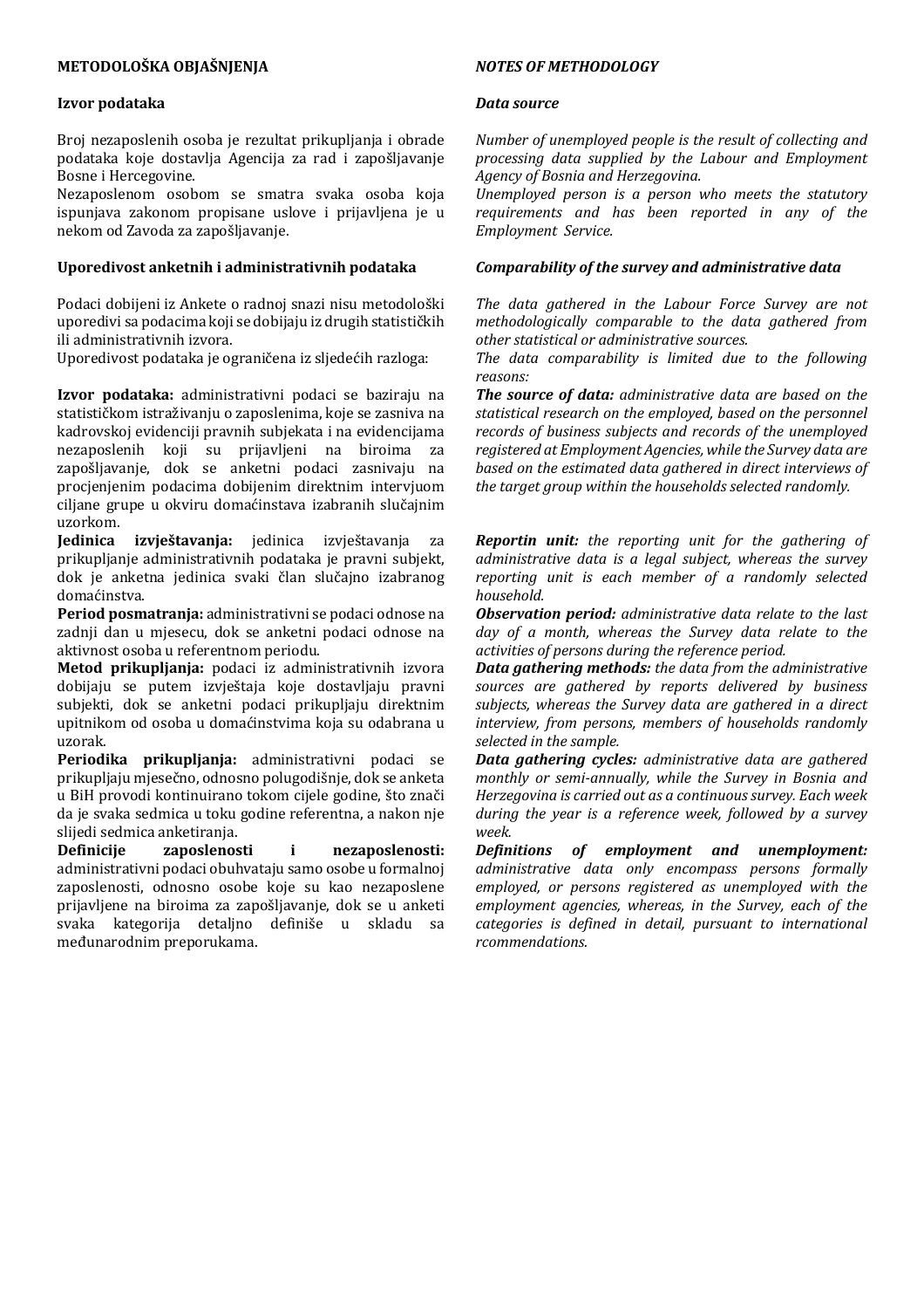## METODOLOŠKA OBJAŠNJENJA

### Izvor podataka

Broj nezaposlenih osoba je rezultat prikupljanja i obrade podataka koje dostavlja Agencija za rad i zapošljavanje Bosne i Hercegovine.

Nezaposlenom osobom se smatra svaka osoba koja ispunjava zakonom propisane uslove i prijavljena je u nekom od Zavoda za zapošljavanje.

### Uporedivost anketnih i administrativnih podataka

Podaci dobijeni iz Ankete o radnoj snazi nisu metodološki uporedivi sa podacima koji se dobijaju iz drugih statističkih ili administrativnih izvora.

Uporedivost podataka je ograničena iz sljedećih razloga:

**Izvor podataka:** administrativni podaci se baziraju na statističkom istraživanju o zaposlenima, koje se zasniva na kadrovskoj evidenciji pravnih subjekata i na evidencijama nezaposlenih koji su prijavljeni na biroima za zapošljavanje, dok se anketni podaci zasnivaju na procjenjenim podacima dobijenim direktnim intervjuom ciljane grupe u okviru domaćinstava izabranih slučajnim uzorkom.

**Jedinica izvještavanja:** jedinica izvještavanja za prikupljanje administrativnih podataka je pravni subjekt, dok je anketna jedinica svaki član slučajno izabranog domaćinstva.

**Period posmatranja:** administrativni se podaci odnose na zadnji dan u mjesecu, dok se anketni podaci odnose na aktivnost osoba u referentnom periodu.

**Metod prikupljanja:** podaci iz administrativnih izvora dobijaju se putem izvještaja koje dostavljaju pravni subjekti, dok se anketni podaci prikupljaju direktnim upitnikom od osoba u domaćinstvima koja su odabrana u uzorak.

**Periodika prikupljanja:** administrativni podaci se prikupljaju mjesečno, odnosno polugodišnje, dok se anketa u BiH provodi kontinuirano tokom cijele godine, što znači da je svaka sedmica u toku godine referentna, a nakon nje slijedi sedmica anketiranja.

**Definicije zaposlenosti i nezaposlenosti:** administrativni podaci obuhvataju samo osobe u formalnoj zaposlenosti, odnosno osobe koje su kao nezaposlene prijavljene na biroima za zapošljavanje, dok se u anketi svaka kategorija detaljno definiše u skladu sa međunarodnim preporukama.

## *NOTES OF METHODOLOGY*

### *Data source*

*Number of unemployed people is the result of collecting and processing data supplied by the Labour and Employment Agency of Bosnia and Herzegovina.*

*Unemployed person is a person who meets the statutory requirements and has been reported in any of the Employment Service.*

### *Comparability of the survey and administrative data*

*The data gathered in the Labour Force Survey are not methodologically comparable to the data gathered from other statistical or administrative sources.*

*The data comparability is limited due to the following reasons:*

***The source of data:** administrative data are based on the statistical research on the employed, based on the personnel records of business subjects and records of the unemployed registered at Employment Agencies, while the Survey data are based on the estimated data gathered in direct interviews of the target group within the households selected randomly.*

***Reportin unit:** the reporting unit for the gathering of administrative data is a legal subject, whereas the survey reporting unit is each member of a randomly selected household.*

***Observation period:** administrative data relate to the last day of a month, whereas the Survey data relate to the activities of persons during the reference period.*

***Data gathering methods:** the data from the administrative sources are gathered by reports delivered by business subjects, whereas the Survey data are gathered in a direct interview, from persons, members of households randomly selected in the sample.*

***Data gathering cycles:** administrative data are gathered monthly or semi-annually, while the Survey in Bosnia and Herzegovina is carried out as a continuous survey. Each week during the year is a reference week, followed by a survey week.*

***Definitions of employment and unemployment:** administrative data only encompass persons formally employed, or persons registered as unemployed with the employment agencies, whereas, in the Survey, each of the categories is defined in detail, pursuant to international rcommendations.*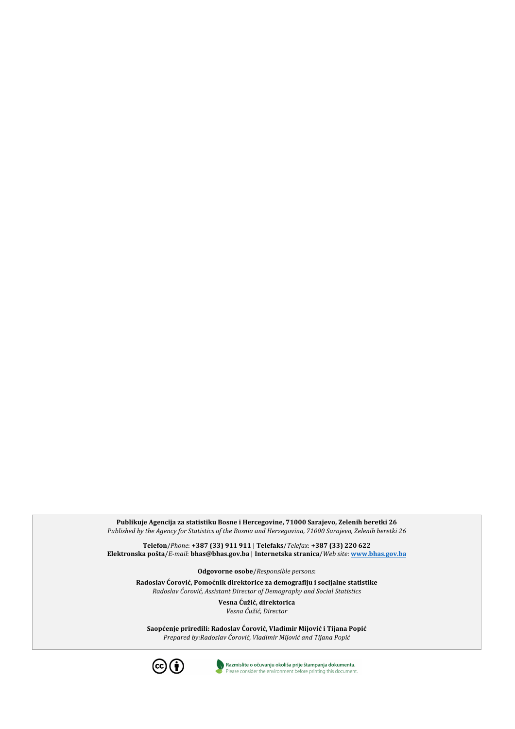**Publikuje Agencija za statistiku Bosne i Hercegovine, 71000 Sarajevo, Zelenih beretki 26**
*Published by the Agency for Statistics of the Bosnia and Herzegovina, 71000 Sarajevo, Zelenih beretki 26*

**Telefon**/*Phone*: **+387 (33) 911 911 | Telefaks**/*Telefax*: **+387 (33) 220 622**
**Elektronska pošta**/*E-mail*: **bhas@bhas.gov.ba | Internetska stranica**/*Web site*: **www.bhas.gov.ba**

**Odgovorne osobe**/*Responsible persons*:

**Radoslav Ćorović, Pomoćnik direktorice za demografiju i socijalne statistike**
*Radoslav Ćorović, Assistant Director of Demography and Social Statistics*

**Vesna Ćužić, direktorica**
*Vesna Ćužić, Director*

**Saopćenje priredili: Radoslav Ćorović, Vladimir Mijović i Tijana Popić**
*Prepared by:Radoslav Ćorović, Vladimir Mijović and Tijana Popić*

Razmislite o očuvanju okoliša prije štampanja dokumenta.
Please consider the environment before printing this document.